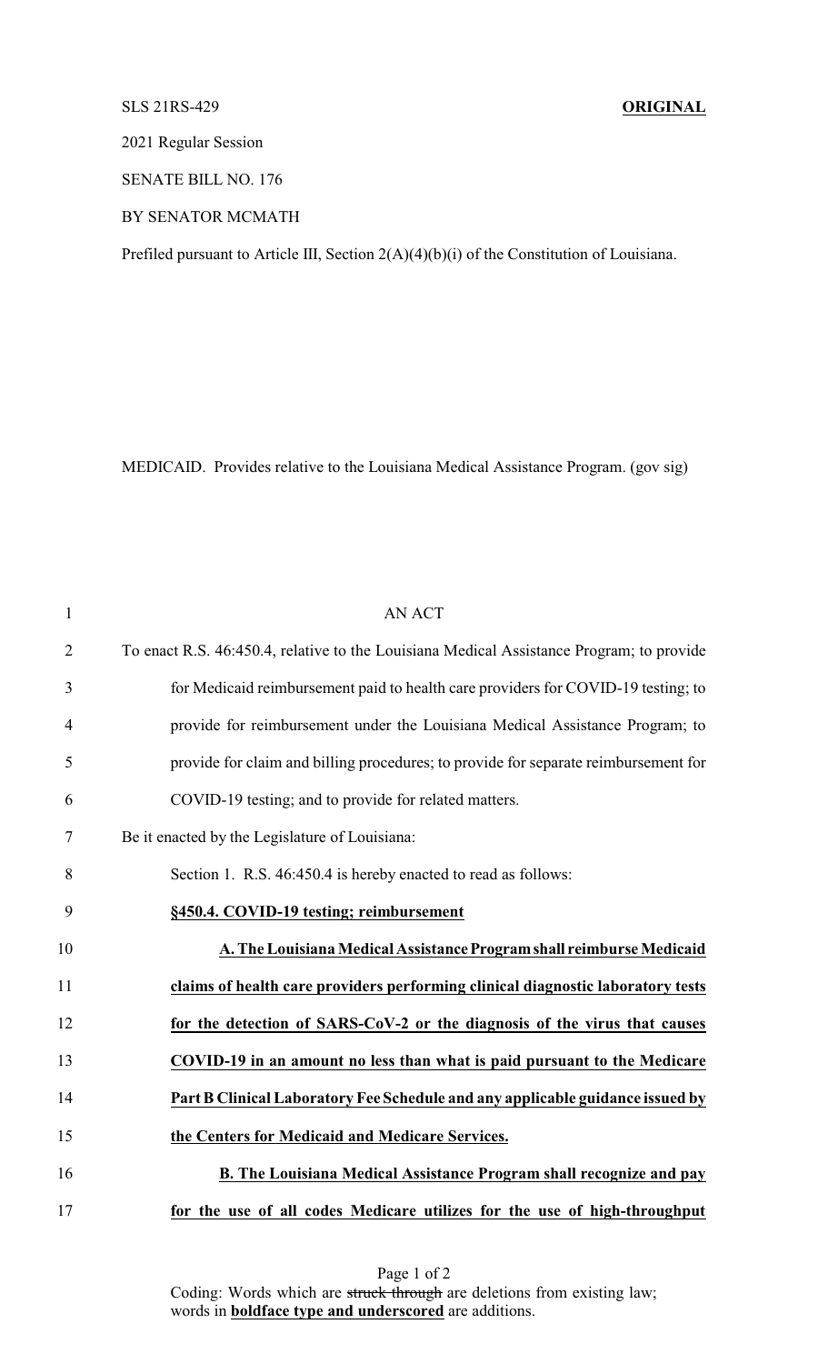SLS 21RS-429 **ORIGINAL**

2021 Regular Session

SENATE BILL NO. 176

BY SENATOR MCMATH

Prefiled pursuant to Article III, Section 2(A)(4)(b)(i) of the Constitution of Louisiana.

MEDICAID. Provides relative to the Louisiana Medical Assistance Program. (gov sig)

AN ACT

To enact R.S. 46:450.4, relative to the Louisiana Medical Assistance Program; to provide for Medicaid reimbursement paid to health care providers for COVID-19 testing; to provide for reimbursement under the Louisiana Medical Assistance Program; to provide for claim and billing procedures; to provide for separate reimbursement for COVID-19 testing; and to provide for related matters.

Be it enacted by the Legislature of Louisiana:

Section 1. R.S. 46:450.4 is hereby enacted to read as follows:

**<u>§450.4. COVID-19 testing; reimbursement</u>**

**<u>A. The Louisiana Medical Assistance Program shall reimburse Medicaid claims of health care providers performing clinical diagnostic laboratory tests for the detection of SARS-CoV-2 or the diagnosis of the virus that causes COVID-19 in an amount no less than what is paid pursuant to the Medicare Part B Clinical Laboratory Fee Schedule and any applicable guidance issued by the Centers for Medicaid and Medicare Services.</u>**

**<u>B. The Louisiana Medical Assistance Program shall recognize and pay for the use of all codes Medicare utilizes for the use of high-throughput</u>**

Coding: Words which are ~~struck through~~ are deletions from existing law; words in **<u>boldface type and underscored</u>** are additions.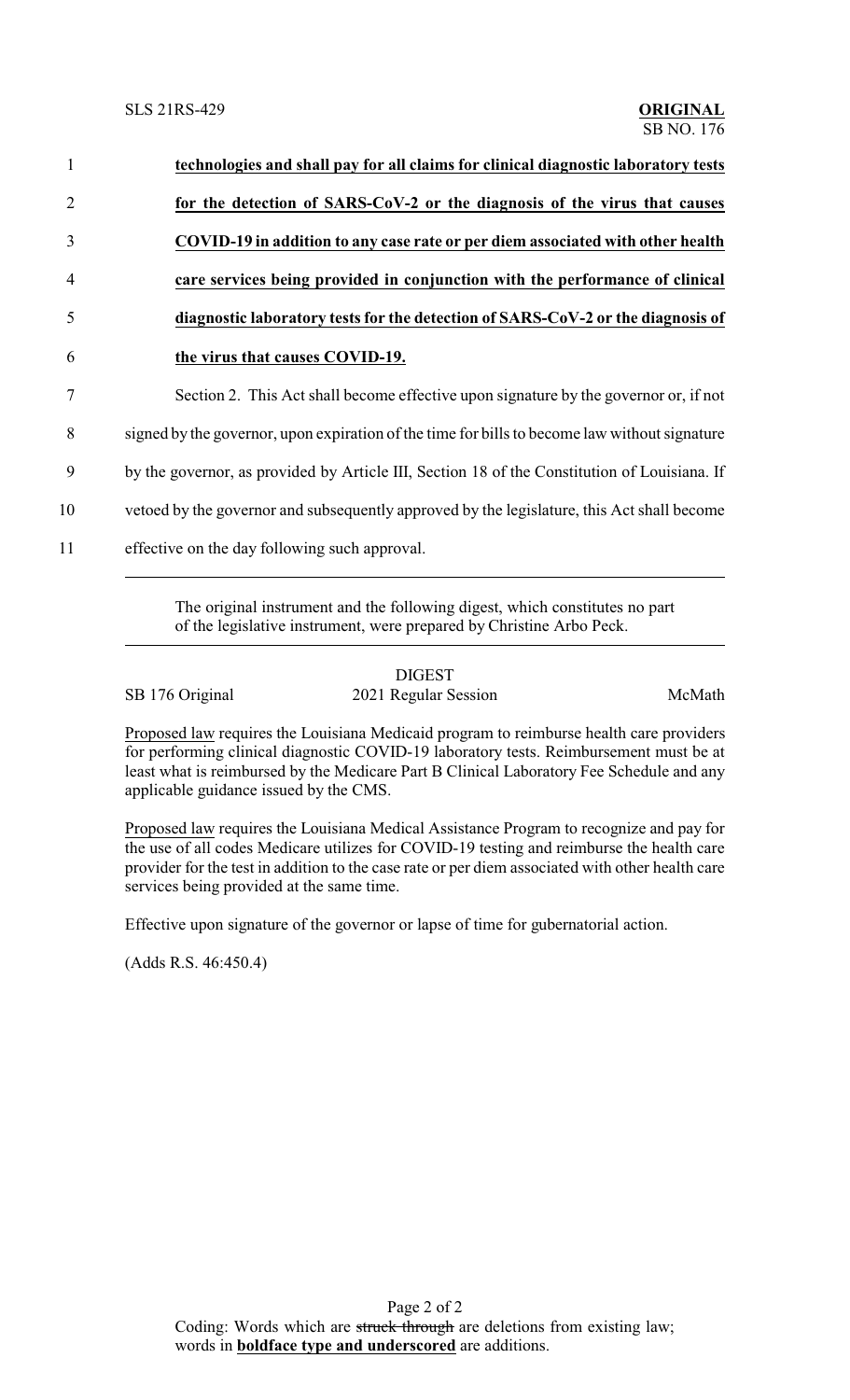**technologies and shall pay for all claims for clinical diagnostic laboratory tests for the detection of SARS-CoV-2 or the diagnosis of the virus that causes COVID-19 in addition to any case rate or per diem associated with other health care services being provided in conjunction with the performance of clinical diagnostic laboratory tests for the detection of SARS-CoV-2 or the diagnosis of the virus that causes COVID-19.**

Section 2. This Act shall become effective upon signature by the governor or, if not signed by the governor, upon expiration of the time for bills to become law without signature by the governor, as provided by Article III, Section 18 of the Constitution of Louisiana. If vetoed by the governor and subsequently approved by the legislature, this Act shall become effective on the day following such approval.

---

The original instrument and the following digest, which constitutes no part of the legislative instrument, were prepared by Christine Arbo Peck.

---

DIGEST

SB 176 Original — 2021 Regular Session — McMath

Proposed law requires the Louisiana Medicaid program to reimburse health care providers for performing clinical diagnostic COVID-19 laboratory tests. Reimbursement must be at least what is reimbursed by the Medicare Part B Clinical Laboratory Fee Schedule and any applicable guidance issued by the CMS.

Proposed law requires the Louisiana Medical Assistance Program to recognize and pay for the use of all codes Medicare utilizes for COVID-19 testing and reimburse the health care provider for the test in addition to the case rate or per diem associated with other health care services being provided at the same time.

Effective upon signature of the governor or lapse of time for gubernatorial action.

(Adds R.S. 46:450.4)

Coding: Words which are ~~struck through~~ are deletions from existing law; words in **boldface type and underscored** are additions.